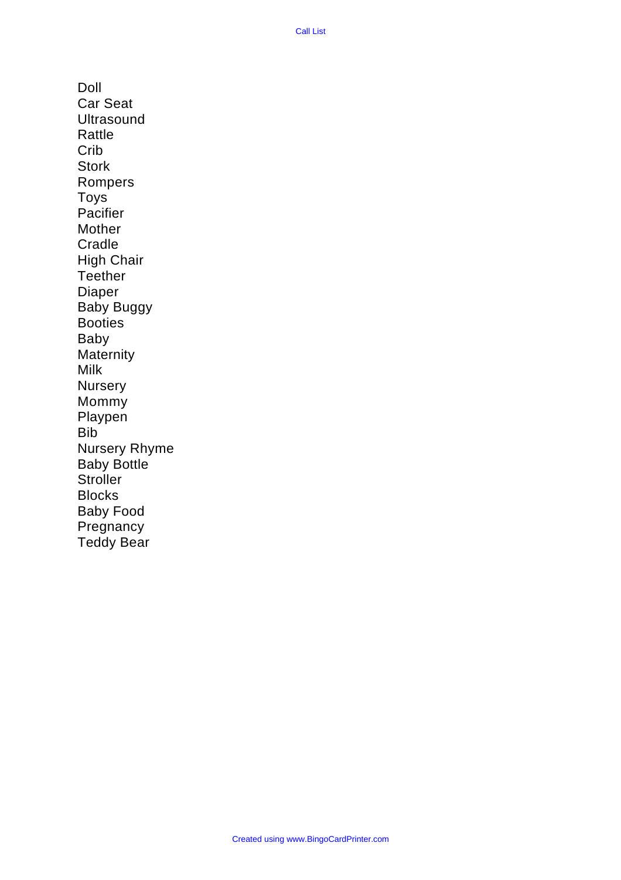Call List

Doll
Car Seat
Ultrasound
Rattle
Crib
Stork
Rompers
Toys
Pacifier
Mother
Cradle
High Chair
Teether
Diaper
Baby Buggy
Booties
Baby
Maternity
Milk
Nursery
Mommy
Playpen
Bib
Nursery Rhyme
Baby Bottle
Stroller
Blocks
Baby Food
Pregnancy
Teddy Bear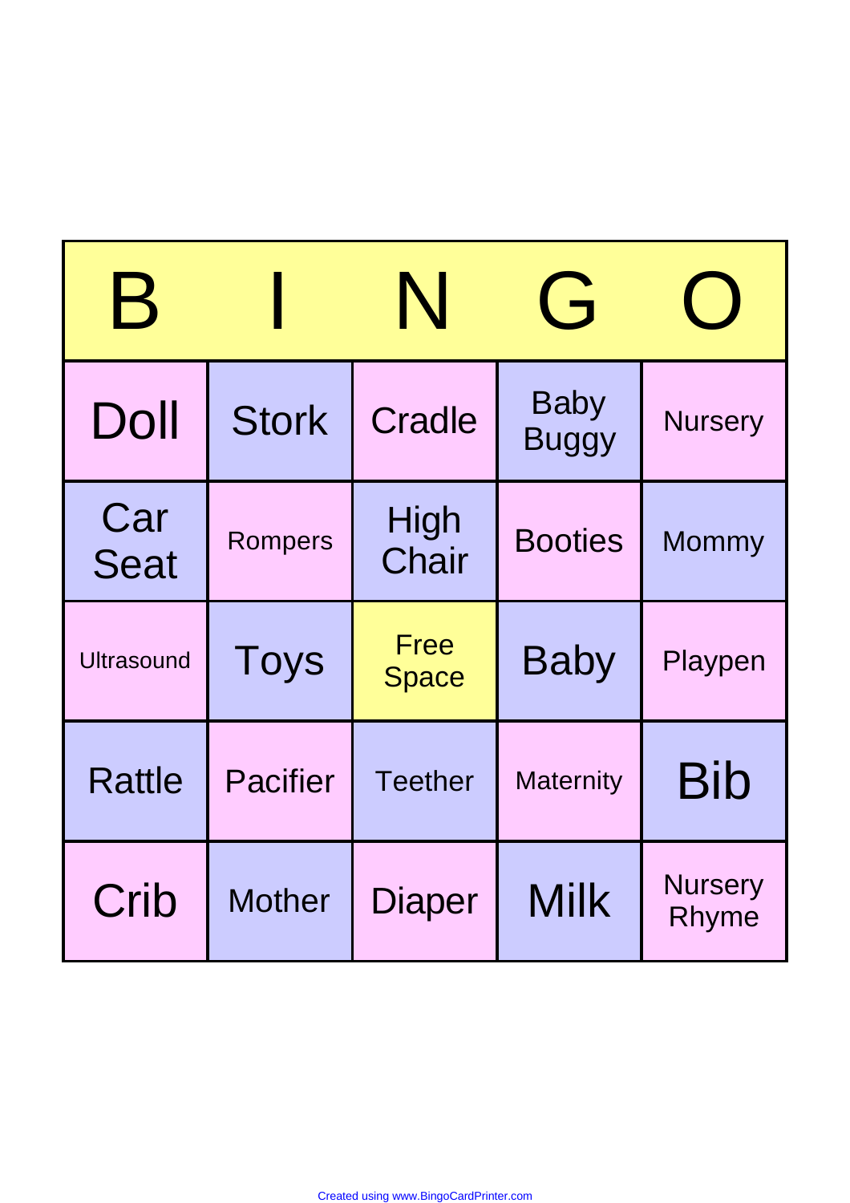| B | I | N | G | O |
|---|---|---|---|---|
| Doll | Stork | Cradle | Baby Buggy | Nursery |
| Car Seat | Rompers | High Chair | Booties | Mommy |
| Ultrasound | Toys | Free Space | Baby | Playpen |
| Rattle | Pacifier | Teether | Maternity | Bib |
| Crib | Mother | Diaper | Milk | Nursery Rhyme |

Created using www.BingoCardPrinter.com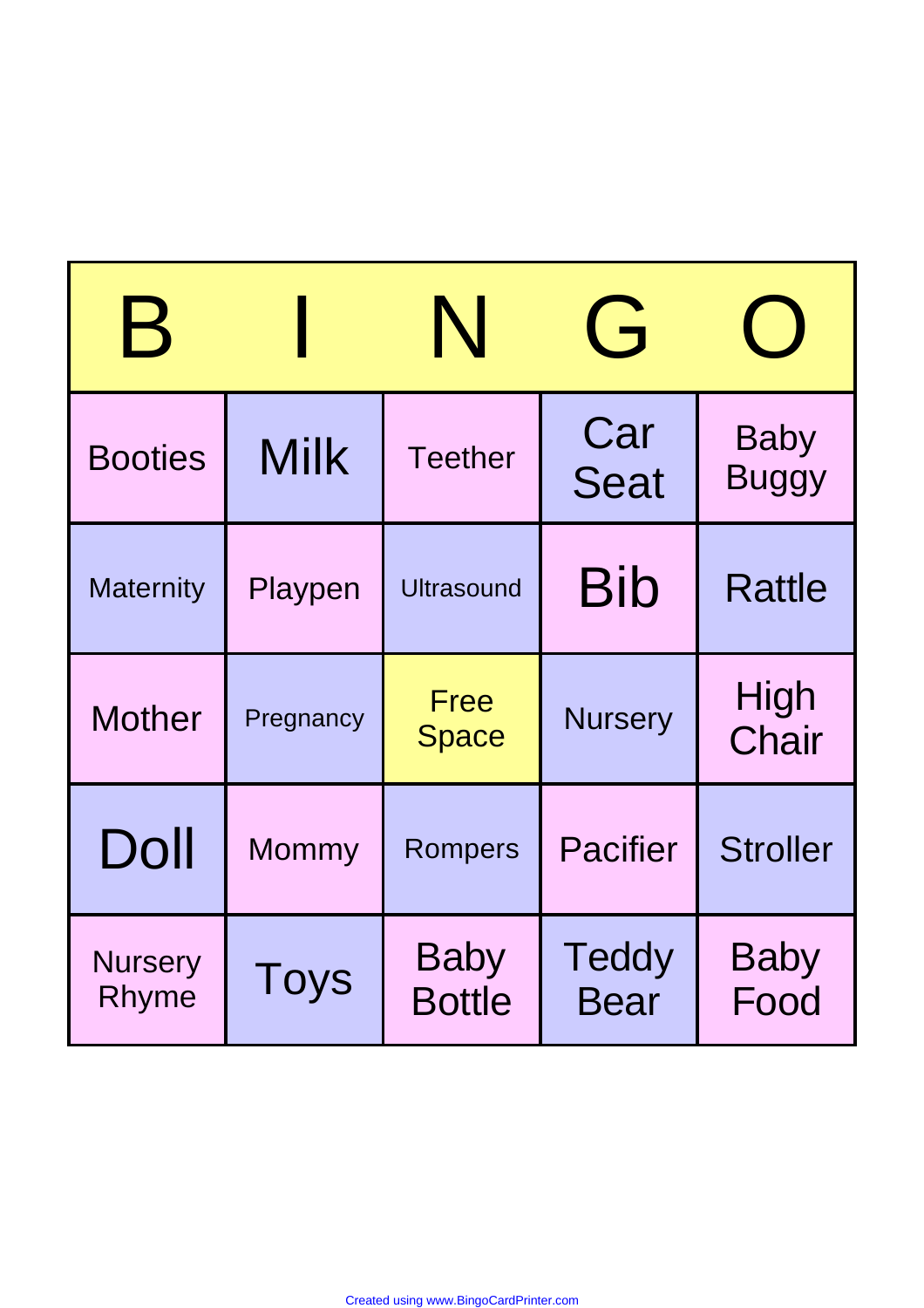| B | I | N | G | O |
| --- | --- | --- | --- | --- |
| Booties | Milk | Teether | Car Seat | Baby Buggy |
| Maternity | Playpen | Ultrasound | Bib | Rattle |
| Mother | Pregnancy | Free Space | Nursery | High Chair |
| Doll | Mommy | Rompers | Pacifier | Stroller |
| Nursery Rhyme | Toys | Baby Bottle | Teddy Bear | Baby Food |

Created using www.BingoCardPrinter.com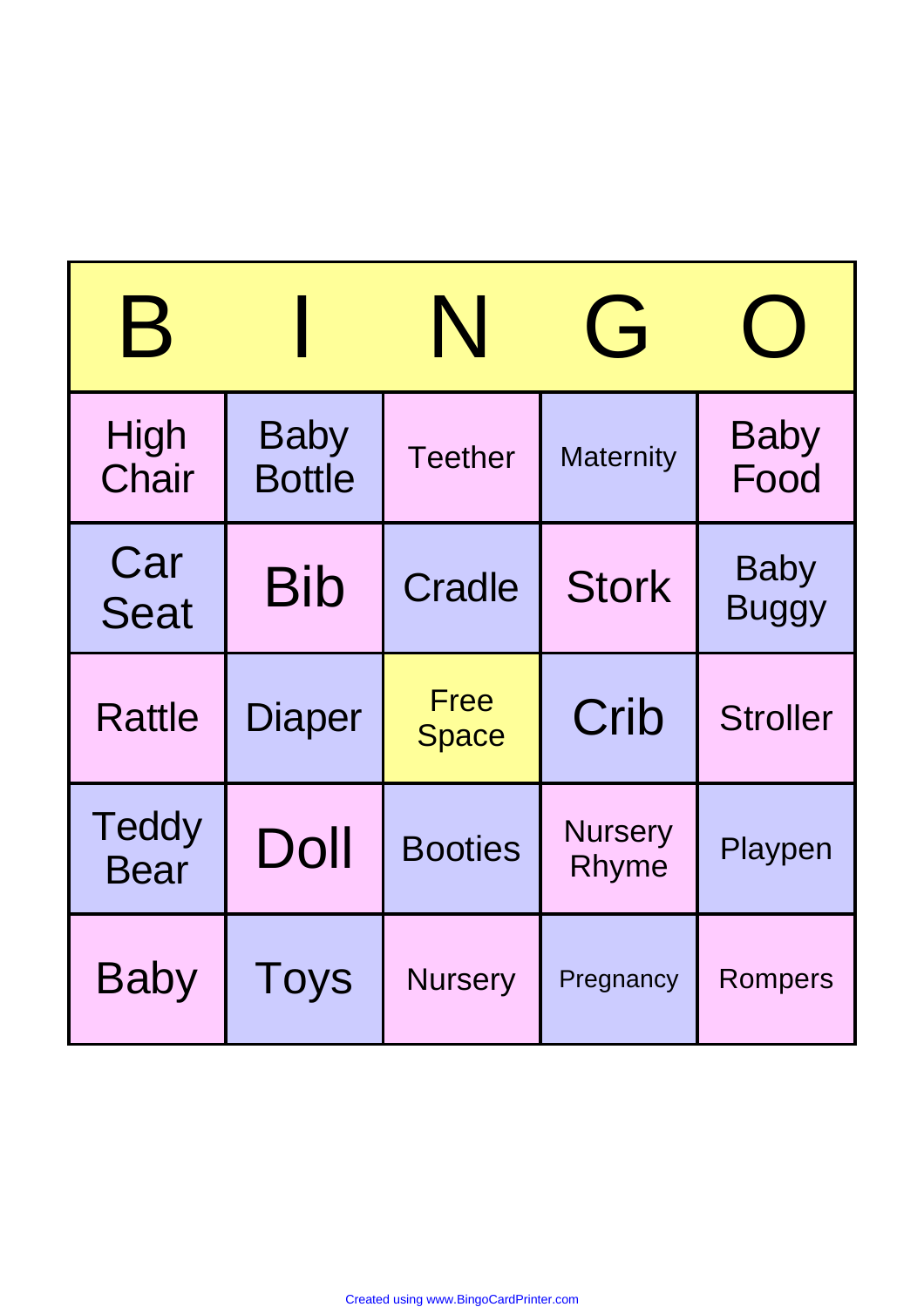| B | I | N | G | O |
| --- | --- | --- | --- | --- |
| High Chair | Baby Bottle | Teether | Maternity | Baby Food |
| Car Seat | Bib | Cradle | Stork | Baby Buggy |
| Rattle | Diaper | Free Space | Crib | Stroller |
| Teddy Bear | Doll | Booties | Nursery Rhyme | Playpen |
| Baby | Toys | Nursery | Pregnancy | Rompers |

Created using www.BingoCardPrinter.com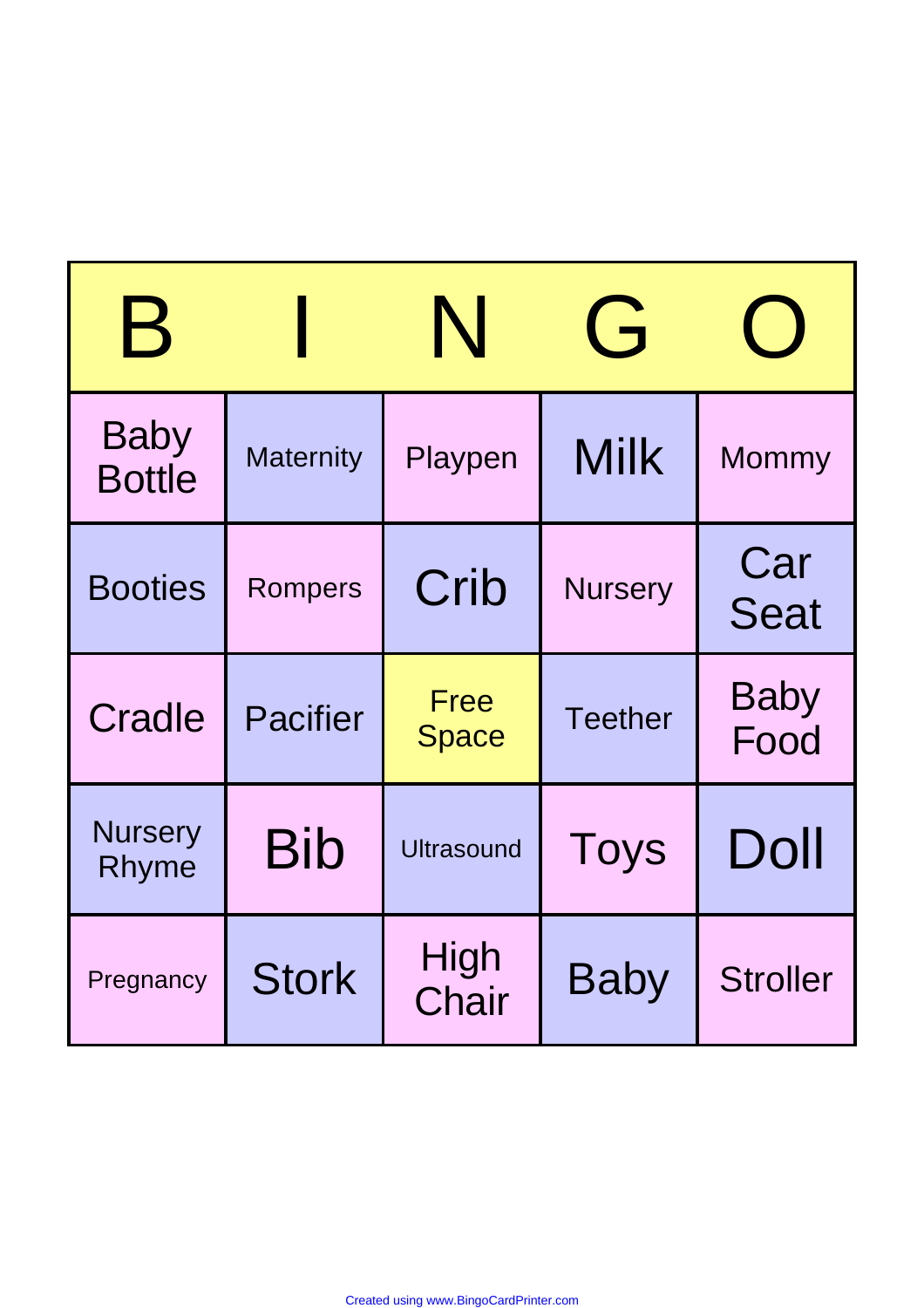| B | I | N | G | O |
|---|---|---|---|---|
| Baby Bottle | Maternity | Playpen | Milk | Mommy |
| Booties | Rompers | Crib | Nursery | Car Seat |
| Cradle | Pacifier | Free Space | Teether | Baby Food |
| Nursery Rhyme | Bib | Ultrasound | Toys | Doll |
| Pregnancy | Stork | High Chair | Baby | Stroller |

Created using www.BingoCardPrinter.com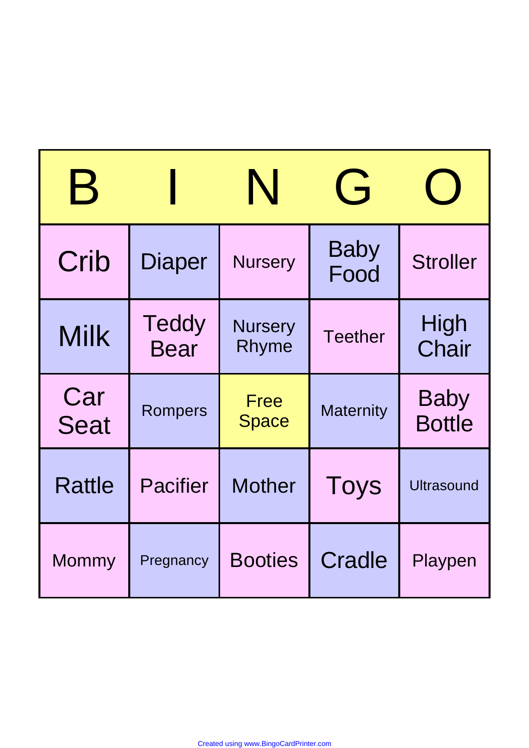| B | I | N | G | O |
| --- | --- | --- | --- | --- |
| Crib | Diaper | Nursery | Baby Food | Stroller |
| Milk | Teddy Bear | Nursery Rhyme | Teether | High Chair |
| Car Seat | Rompers | Free Space | Maternity | Baby Bottle |
| Rattle | Pacifier | Mother | Toys | Ultrasound |
| Mommy | Pregnancy | Booties | Cradle | Playpen |

Created using www.BingoCardPrinter.com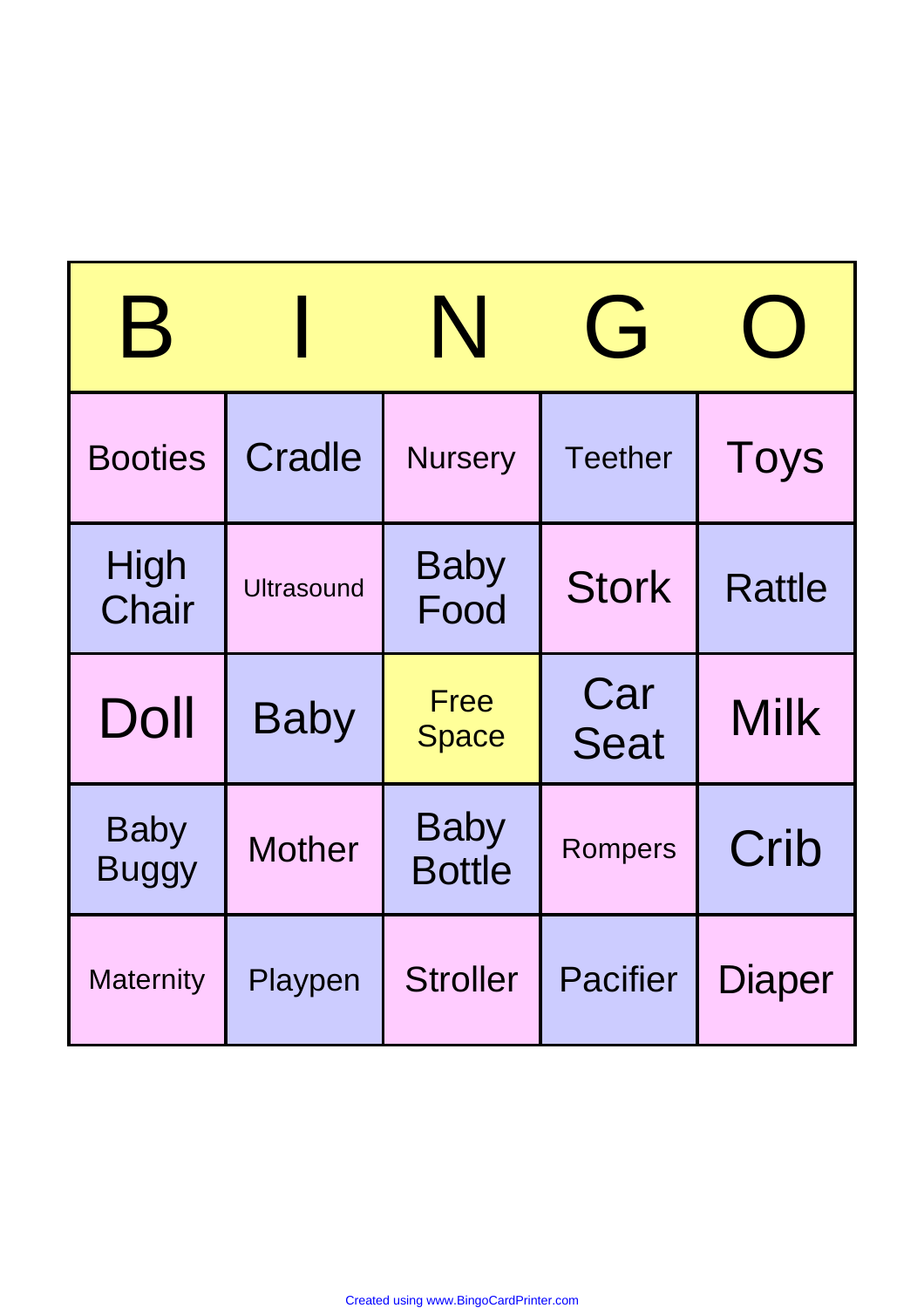| B | I | N | G | O |
| --- | --- | --- | --- | --- |
| Booties | Cradle | Nursery | Teether | Toys |
| High Chair | Ultrasound | Baby Food | Stork | Rattle |
| Doll | Baby | Free Space | Car Seat | Milk |
| Baby Buggy | Mother | Baby Bottle | Rompers | Crib |
| Maternity | Playpen | Stroller | Pacifier | Diaper |

Created using www.BingoCardPrinter.com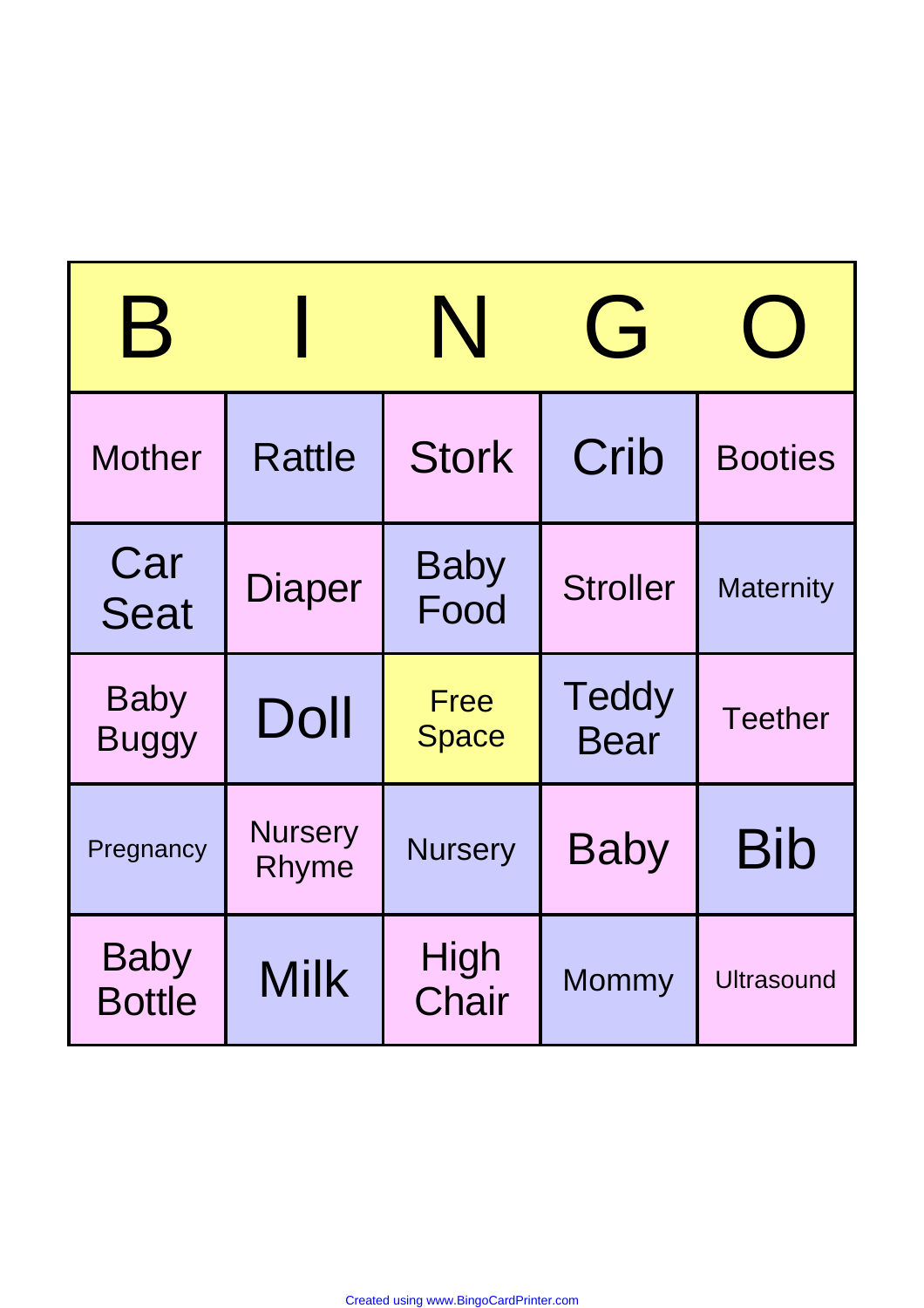| B | I | N | G | O |
| --- | --- | --- | --- | --- |
| Mother | Rattle | Stork | Crib | Booties |
| Car Seat | Diaper | Baby Food | Stroller | Maternity |
| Baby Buggy | Doll | Free Space | Teddy Bear | Teether |
| Pregnancy | Nursery Rhyme | Nursery | Baby | Bib |
| Baby Bottle | Milk | High Chair | Mommy | Ultrasound |

Created using www.BingoCardPrinter.com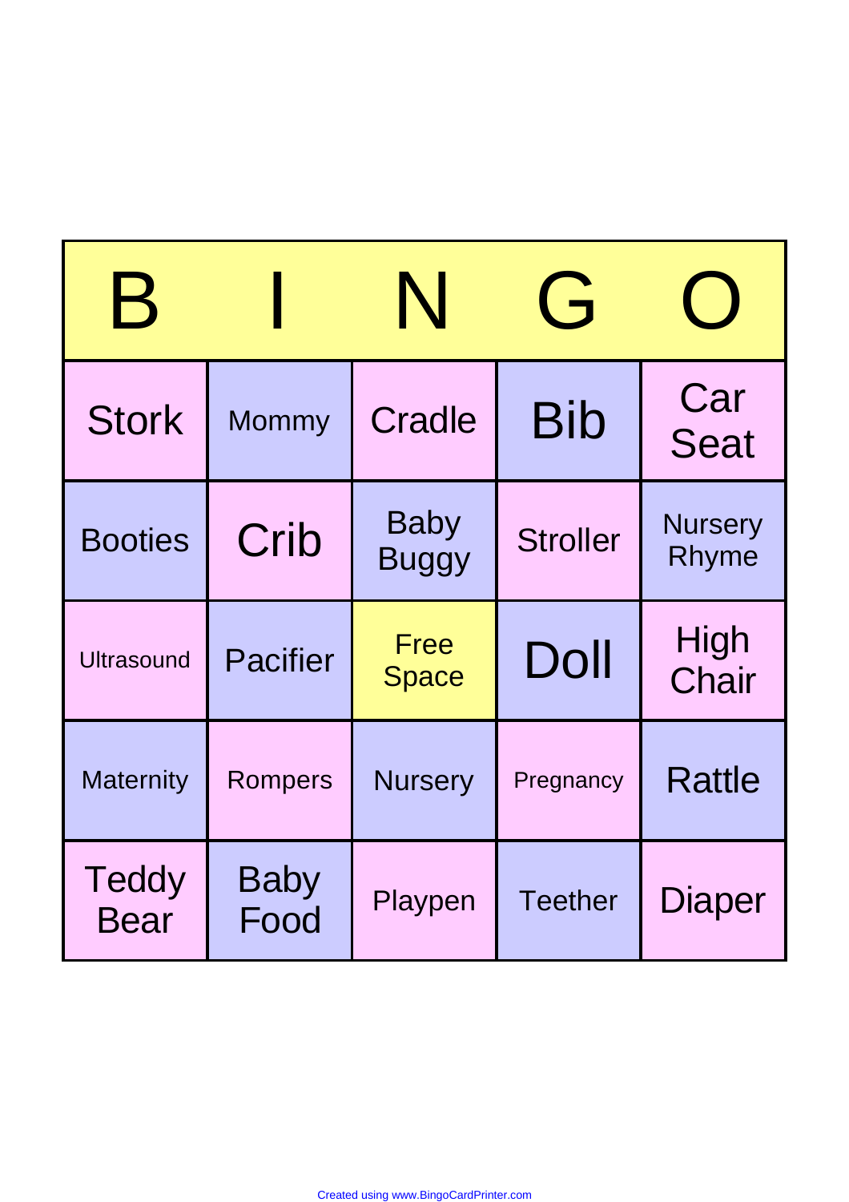| B | I | N | G | O |
| --- | --- | --- | --- | --- |
| Stork | Mommy | Cradle | Bib | Car Seat |
| Booties | Crib | Baby Buggy | Stroller | Nursery Rhyme |
| Ultrasound | Pacifier | Free Space | Doll | High Chair |
| Maternity | Rompers | Nursery | Pregnancy | Rattle |
| Teddy Bear | Baby Food | Playpen | Teether | Diaper |

Created using www.BingoCardPrinter.com